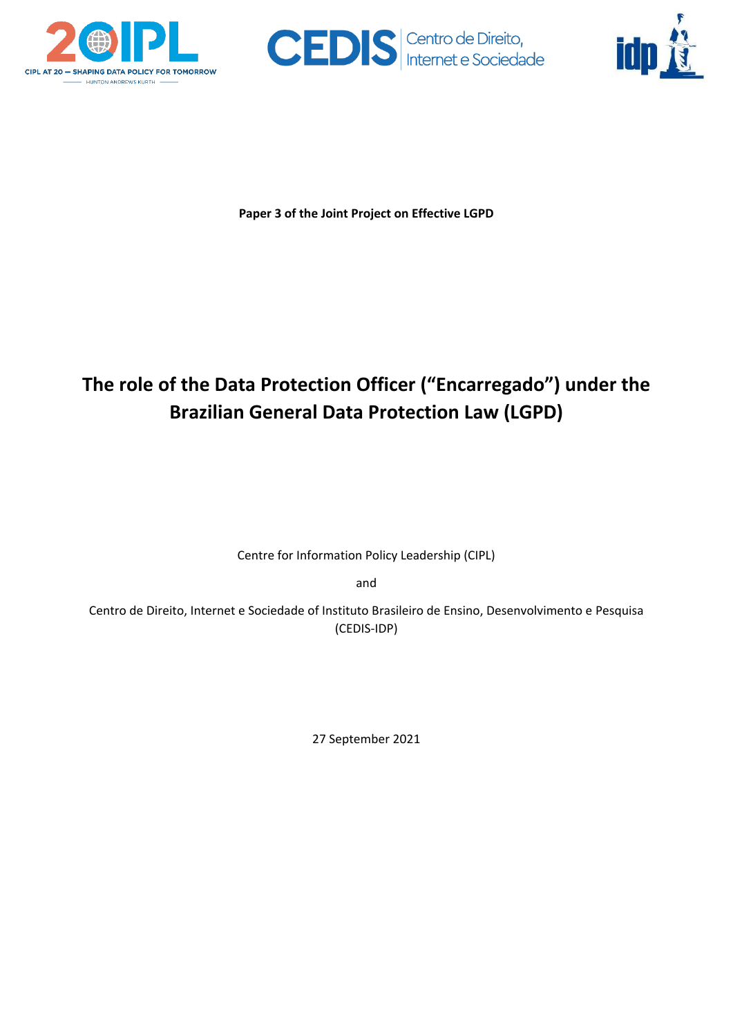**Paper 3 of the Joint Project on Effective LGPD**

# The role of the Data Protection Officer ("Encarregado") under the Brazilian General Data Protection Law (LGPD)

Centre for Information Policy Leadership (CIPL)

and

Centro de Direito, Internet e Sociedade of Instituto Brasileiro de Ensino, Desenvolvimento e Pesquisa (CEDIS-IDP)

27 September 2021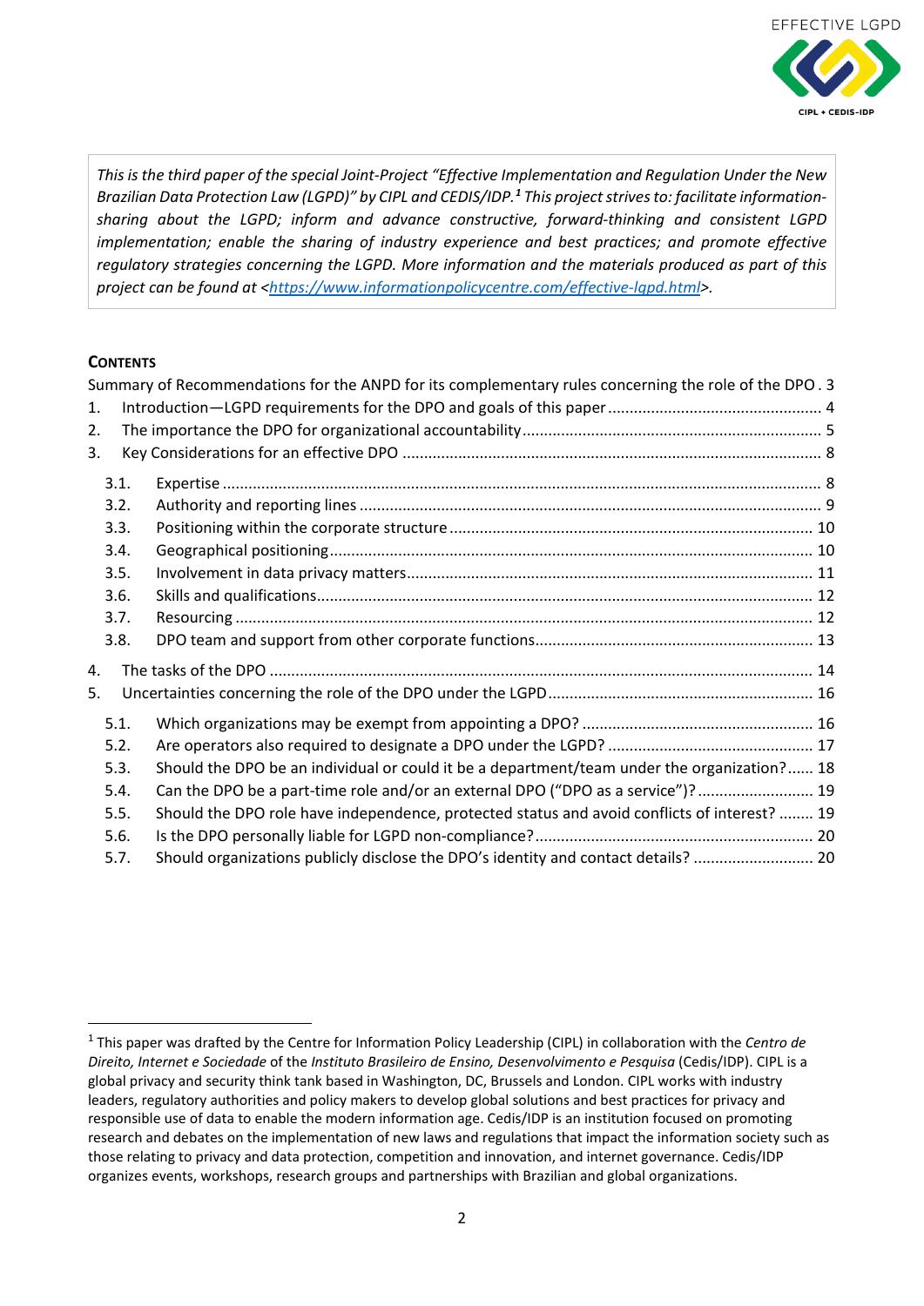*This is the third paper of the special Joint-Project "Effective Implementation and Regulation Under the New Brazilian Data Protection Law (LGPD)" by CIPL and CEDIS/IDP.*[1] *This project strives to: facilitate information-sharing about the LGPD; inform and advance constructive, forward-thinking and consistent LGPD implementation; enable the sharing of industry experience and best practices; and promote effective regulatory strategies concerning the LGPD. More information and the materials produced as part of this project can be found at <https://www.informationpolicycentre.com/effective-lgpd.html>.*

## CONTENTS

Summary of Recommendations for the ANPD for its complementary rules concerning the role of the DPO . 3

1. Introduction—LGPD requirements for the DPO and goals of this paper ..... 4
2. The importance the DPO for organizational accountability ..... 5
3. Key Considerations for an effective DPO ..... 8
   - 3.1. Expertise ..... 8
   - 3.2. Authority and reporting lines ..... 9
   - 3.3. Positioning within the corporate structure ..... 10
   - 3.4. Geographical positioning ..... 10
   - 3.5. Involvement in data privacy matters ..... 11
   - 3.6. Skills and qualifications ..... 12
   - 3.7. Resourcing ..... 12
   - 3.8. DPO team and support from other corporate functions ..... 13
4. The tasks of the DPO ..... 14
5. Uncertainties concerning the role of the DPO under the LGPD ..... 16
   - 5.1. Which organizations may be exempt from appointing a DPO? ..... 16
   - 5.2. Are operators also required to designate a DPO under the LGPD? ..... 17
   - 5.3. Should the DPO be an individual or could it be a department/team under the organization? ..... 18
   - 5.4. Can the DPO be a part-time role and/or an external DPO ("DPO as a service")? ..... 19
   - 5.5. Should the DPO role have independence, protected status and avoid conflicts of interest? ..... 19
   - 5.6. Is the DPO personally liable for LGPD non-compliance? ..... 20
   - 5.7. Should organizations publicly disclose the DPO's identity and contact details? ..... 20

---

[1] This paper was drafted by the Centre for Information Policy Leadership (CIPL) in collaboration with the *Centro de Direito, Internet e Sociedade* of the *Instituto Brasileiro de Ensino, Desenvolvimento e Pesquisa* (Cedis/IDP). CIPL is a global privacy and security think tank based in Washington, DC, Brussels and London. CIPL works with industry leaders, regulatory authorities and policy makers to develop global solutions and best practices for privacy and responsible use of data to enable the modern information age. Cedis/IDP is an institution focused on promoting research and debates on the implementation of new laws and regulations that impact the information society such as those relating to privacy and data protection, competition and innovation, and internet governance. Cedis/IDP organizes events, workshops, research groups and partnerships with Brazilian and global organizations.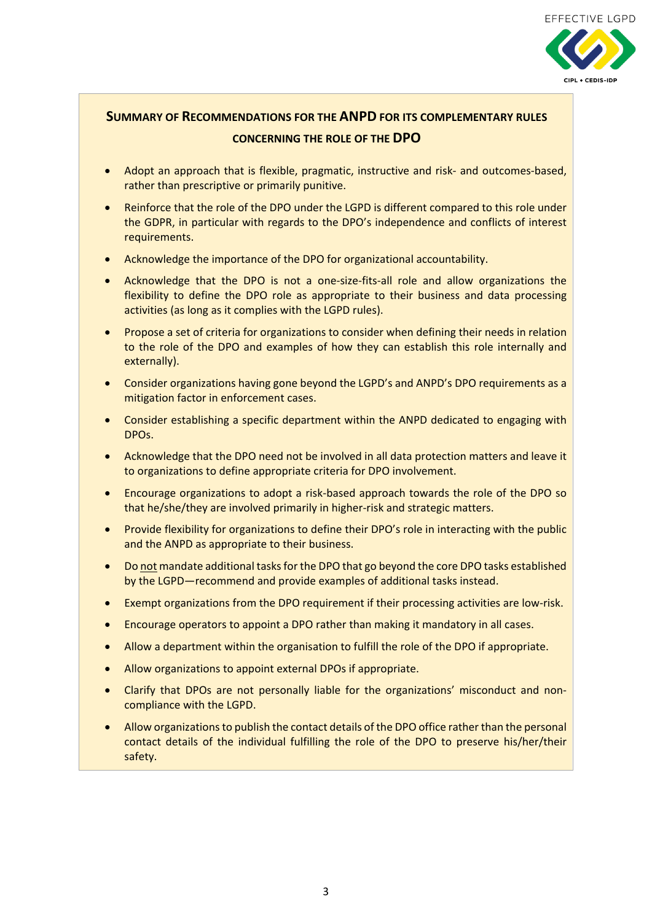## Summary of Recommendations for the ANPD for its Complementary Rules Concerning the Role of the DPO

- Adopt an approach that is flexible, pragmatic, instructive and risk- and outcomes-based, rather than prescriptive or primarily punitive.
- Reinforce that the role of the DPO under the LGPD is different compared to this role under the GDPR, in particular with regards to the DPO's independence and conflicts of interest requirements.
- Acknowledge the importance of the DPO for organizational accountability.
- Acknowledge that the DPO is not a one-size-fits-all role and allow organizations the flexibility to define the DPO role as appropriate to their business and data processing activities (as long as it complies with the LGPD rules).
- Propose a set of criteria for organizations to consider when defining their needs in relation to the role of the DPO and examples of how they can establish this role internally and externally).
- Consider organizations having gone beyond the LGPD's and ANPD's DPO requirements as a mitigation factor in enforcement cases.
- Consider establishing a specific department within the ANPD dedicated to engaging with DPOs.
- Acknowledge that the DPO need not be involved in all data protection matters and leave it to organizations to define appropriate criteria for DPO involvement.
- Encourage organizations to adopt a risk-based approach towards the role of the DPO so that he/she/they are involved primarily in higher-risk and strategic matters.
- Provide flexibility for organizations to define their DPO's role in interacting with the public and the ANPD as appropriate to their business.
- Do not mandate additional tasks for the DPO that go beyond the core DPO tasks established by the LGPD—recommend and provide examples of additional tasks instead.
- Exempt organizations from the DPO requirement if their processing activities are low-risk.
- Encourage operators to appoint a DPO rather than making it mandatory in all cases.
- Allow a department within the organisation to fulfill the role of the DPO if appropriate.
- Allow organizations to appoint external DPOs if appropriate.
- Clarify that DPOs are not personally liable for the organizations' misconduct and non-compliance with the LGPD.
- Allow organizations to publish the contact details of the DPO office rather than the personal contact details of the individual fulfilling the role of the DPO to preserve his/her/their safety.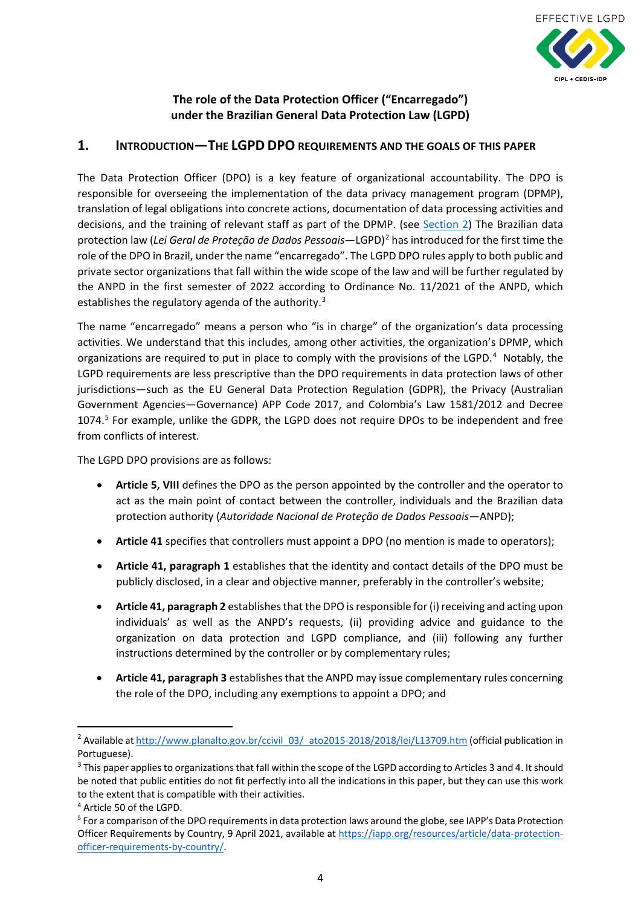## The role of the Data Protection Officer ("Encarregado") under the Brazilian General Data Protection Law (LGPD)

## 1. INTRODUCTION—THE LGPD DPO REQUIREMENTS AND THE GOALS OF THIS PAPER

The Data Protection Officer (DPO) is a key feature of organizational accountability. The DPO is responsible for overseeing the implementation of the data privacy management program (DPMP), translation of legal obligations into concrete actions, documentation of data processing activities and decisions, and the training of relevant staff as part of the DPMP. (see Section 2) The Brazilian data protection law (*Lei Geral de Proteção de Dados Pessoais*—LGPD)[2] has introduced for the first time the role of the DPO in Brazil, under the name "encarregado". The LGPD DPO rules apply to both public and private sector organizations that fall within the wide scope of the law and will be further regulated by the ANPD in the first semester of 2022 according to Ordinance No. 11/2021 of the ANPD, which establishes the regulatory agenda of the authority.[3]

The name "encarregado" means a person who "is in charge" of the organization's data processing activities. We understand that this includes, among other activities, the organization's DPMP, which organizations are required to put in place to comply with the provisions of the LGPD.[4] Notably, the LGPD requirements are less prescriptive than the DPO requirements in data protection laws of other jurisdictions—such as the EU General Data Protection Regulation (GDPR), the Privacy (Australian Government Agencies—Governance) APP Code 2017, and Colombia's Law 1581/2012 and Decree 1074.[5] For example, unlike the GDPR, the LGPD does not require DPOs to be independent and free from conflicts of interest.

The LGPD DPO provisions are as follows:

- **Article 5, VIII** defines the DPO as the person appointed by the controller and the operator to act as the main point of contact between the controller, individuals and the Brazilian data protection authority (*Autoridade Nacional de Proteção de Dados Pessoais*—ANPD);
- **Article 41** specifies that controllers must appoint a DPO (no mention is made to operators);
- **Article 41, paragraph 1** establishes that the identity and contact details of the DPO must be publicly disclosed, in a clear and objective manner, preferably in the controller's website;
- **Article 41, paragraph 2** establishes that the DPO is responsible for (i) receiving and acting upon individuals' as well as the ANPD's requests, (ii) providing advice and guidance to the organization on data protection and LGPD compliance, and (iii) following any further instructions determined by the controller or by complementary rules;
- **Article 41, paragraph 3** establishes that the ANPD may issue complementary rules concerning the role of the DPO, including any exemptions to appoint a DPO; and

---

[2] Available at http://www.planalto.gov.br/ccivil_03/_ato2015-2018/2018/lei/L13709.htm (official publication in Portuguese).

[3] This paper applies to organizations that fall within the scope of the LGPD according to Articles 3 and 4. It should be noted that public entities do not fit perfectly into all the indications in this paper, but they can use this work to the extent that is compatible with their activities.

[4] Article 50 of the LGPD.

[5] For a comparison of the DPO requirements in data protection laws around the globe, see IAPP's Data Protection Officer Requirements by Country, 9 April 2021, available at https://iapp.org/resources/article/data-protection-officer-requirements-by-country/.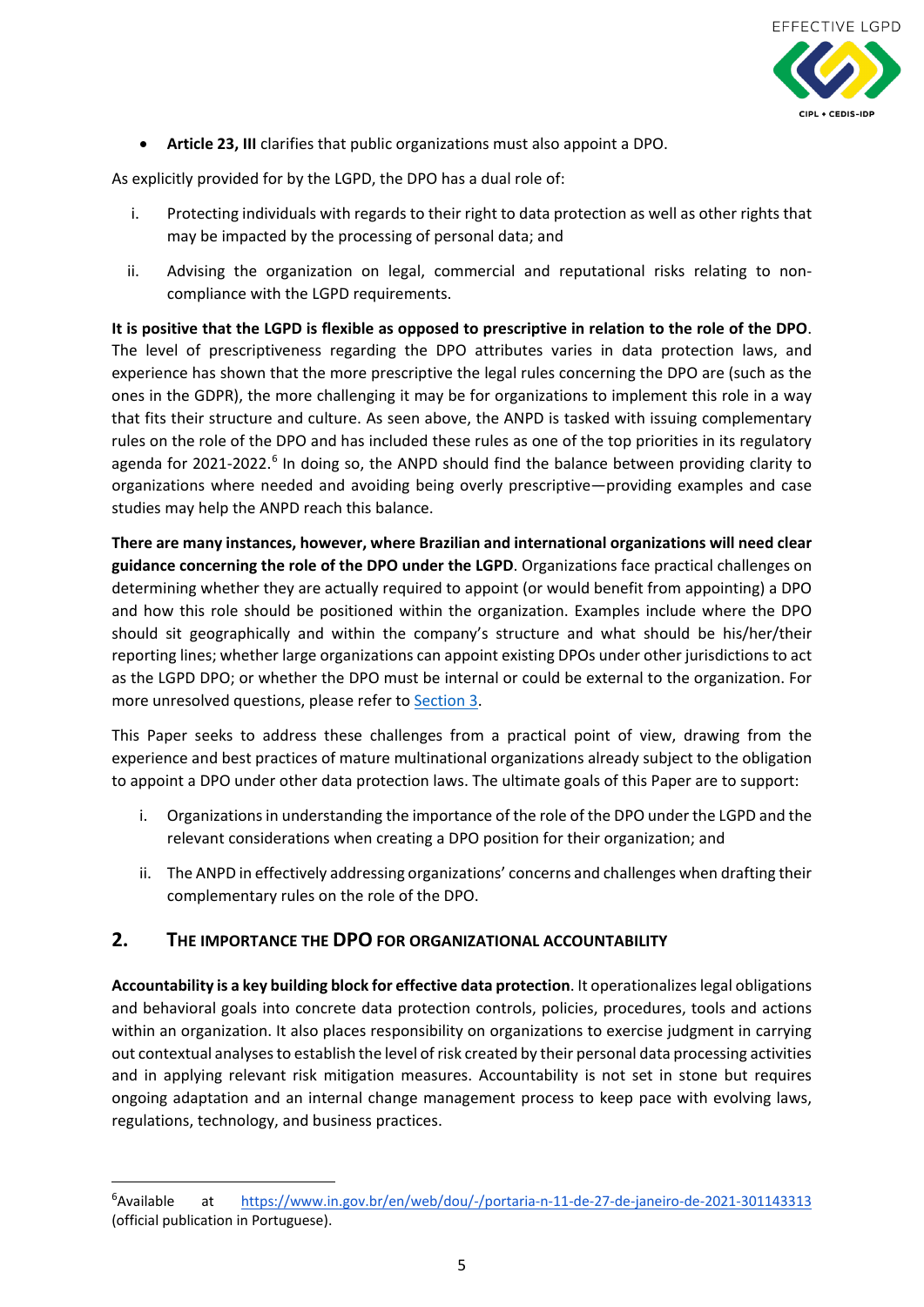- **Article 23, III** clarifies that public organizations must also appoint a DPO.

As explicitly provided for by the LGPD, the DPO has a dual role of:

i. Protecting individuals with regards to their right to data protection as well as other rights that may be impacted by the processing of personal data; and

ii. Advising the organization on legal, commercial and reputational risks relating to non-compliance with the LGPD requirements.

**It is positive that the LGPD is flexible as opposed to prescriptive in relation to the role of the DPO**. The level of prescriptiveness regarding the DPO attributes varies in data protection laws, and experience has shown that the more prescriptive the legal rules concerning the DPO are (such as the ones in the GDPR), the more challenging it may be for organizations to implement this role in a way that fits their structure and culture. As seen above, the ANPD is tasked with issuing complementary rules on the role of the DPO and has included these rules as one of the top priorities in its regulatory agenda for 2021-2022.[6] In doing so, the ANPD should find the balance between providing clarity to organizations where needed and avoiding being overly prescriptive—providing examples and case studies may help the ANPD reach this balance.

**There are many instances, however, where Brazilian and international organizations will need clear guidance concerning the role of the DPO under the LGPD**. Organizations face practical challenges on determining whether they are actually required to appoint (or would benefit from appointing) a DPO and how this role should be positioned within the organization. Examples include where the DPO should sit geographically and within the company's structure and what should be his/her/their reporting lines; whether large organizations can appoint existing DPOs under other jurisdictions to act as the LGPD DPO; or whether the DPO must be internal or could be external to the organization. For more unresolved questions, please refer to Section 3.

This Paper seeks to address these challenges from a practical point of view, drawing from the experience and best practices of mature multinational organizations already subject to the obligation to appoint a DPO under other data protection laws. The ultimate goals of this Paper are to support:

i. Organizations in understanding the importance of the role of the DPO under the LGPD and the relevant considerations when creating a DPO position for their organization; and

ii. The ANPD in effectively addressing organizations' concerns and challenges when drafting their complementary rules on the role of the DPO.

## 2. The Importance the DPO for Organizational Accountability

**Accountability is a key building block for effective data protection**. It operationalizes legal obligations and behavioral goals into concrete data protection controls, policies, procedures, tools and actions within an organization. It also places responsibility on organizations to exercise judgment in carrying out contextual analyses to establish the level of risk created by their personal data processing activities and in applying relevant risk mitigation measures. Accountability is not set in stone but requires ongoing adaptation and an internal change management process to keep pace with evolving laws, regulations, technology, and business practices.

---

[6] Available at https://www.in.gov.br/en/web/dou/-/portaria-n-11-de-27-de-janeiro-de-2021-301143313 (official publication in Portuguese).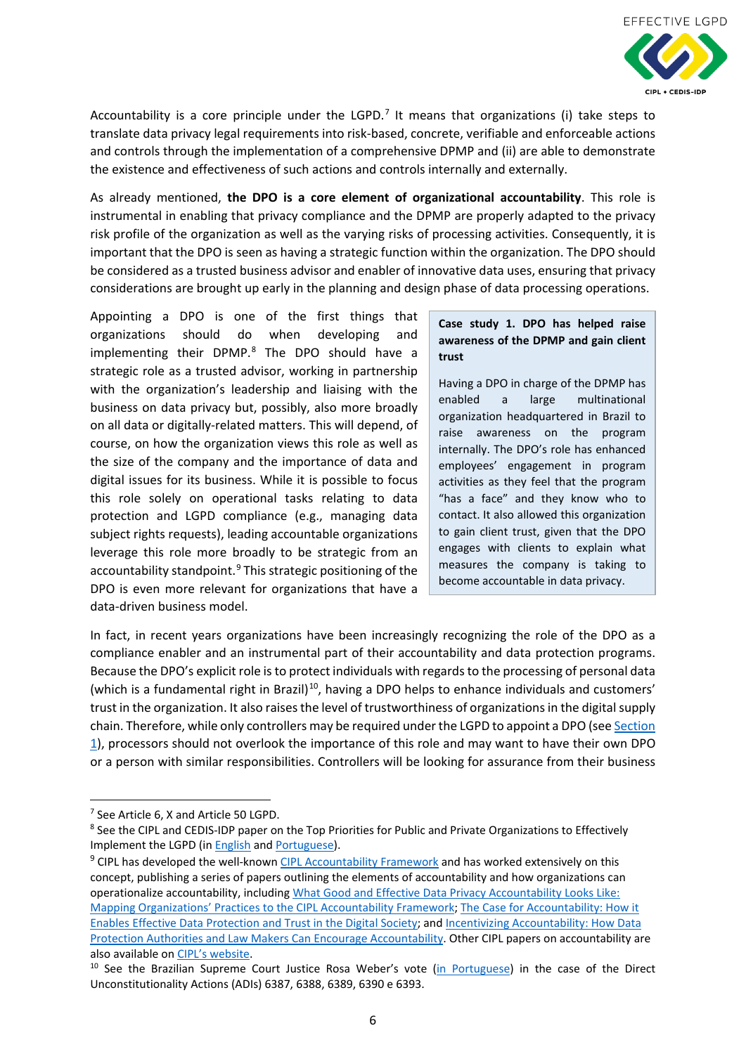Accountability is a core principle under the LGPD.[7] It means that organizations (i) take steps to translate data privacy legal requirements into risk-based, concrete, verifiable and enforceable actions and controls through the implementation of a comprehensive DPMP and (ii) are able to demonstrate the existence and effectiveness of such actions and controls internally and externally.

As already mentioned, **the DPO is a core element of organizational accountability**. This role is instrumental in enabling that privacy compliance and the DPMP are properly adapted to the privacy risk profile of the organization as well as the varying risks of processing activities. Consequently, it is important that the DPO is seen as having a strategic function within the organization. The DPO should be considered as a trusted business advisor and enabler of innovative data uses, ensuring that privacy considerations are brought up early in the planning and design phase of data processing operations.

Appointing a DPO is one of the first things that organizations should do when developing and implementing their DPMP.[8] The DPO should have a strategic role as a trusted advisor, working in partnership with the organization's leadership and liaising with the business on data privacy but, possibly, also more broadly on all data or digitally-related matters. This will depend, of course, on how the organization views this role as well as the size of the company and the importance of data and digital issues for its business. While it is possible to focus this role solely on operational tasks relating to data protection and LGPD compliance (e.g., managing data subject rights requests), leading accountable organizations leverage this role more broadly to be strategic from an accountability standpoint.[9] This strategic positioning of the DPO is even more relevant for organizations that have a data-driven business model.

> **Case study 1. DPO has helped raise awareness of the DPMP and gain client trust**
>
> Having a DPO in charge of the DPMP has enabled a large multinational organization headquartered in Brazil to raise awareness on the program internally. The DPO's role has enhanced employees' engagement in program activities as they feel that the program "has a face" and they know who to contact. It also allowed this organization to gain client trust, given that the DPO engages with clients to explain what measures the company is taking to become accountable in data privacy.

In fact, in recent years organizations have been increasingly recognizing the role of the DPO as a compliance enabler and an instrumental part of their accountability and data protection programs. Because the DPO's explicit role is to protect individuals with regards to the processing of personal data (which is a fundamental right in Brazil)[10], having a DPO helps to enhance individuals and customers' trust in the organization. It also raises the level of trustworthiness of organizations in the digital supply chain. Therefore, while only controllers may be required under the LGPD to appoint a DPO (see Section 1), processors should not overlook the importance of this role and may want to have their own DPO or a person with similar responsibilities. Controllers will be looking for assurance from their business

---

[7] See Article 6, X and Article 50 LGPD.

[8] See the CIPL and CEDIS-IDP paper on the Top Priorities for Public and Private Organizations to Effectively Implement the LGPD (in English and Portuguese).

[9] CIPL has developed the well-known CIPL Accountability Framework and has worked extensively on this concept, publishing a series of papers outlining the elements of accountability and how organizations can operationalize accountability, including What Good and Effective Data Privacy Accountability Looks Like: Mapping Organizations' Practices to the CIPL Accountability Framework; The Case for Accountability: How it Enables Effective Data Protection and Trust in the Digital Society; and Incentivizing Accountability: How Data Protection Authorities and Law Makers Can Encourage Accountability. Other CIPL papers on accountability are also available on CIPL's website.

[10] See the Brazilian Supreme Court Justice Rosa Weber's vote (in Portuguese) in the case of the Direct Unconstitutionality Actions (ADIs) 6387, 6388, 6389, 6390 e 6393.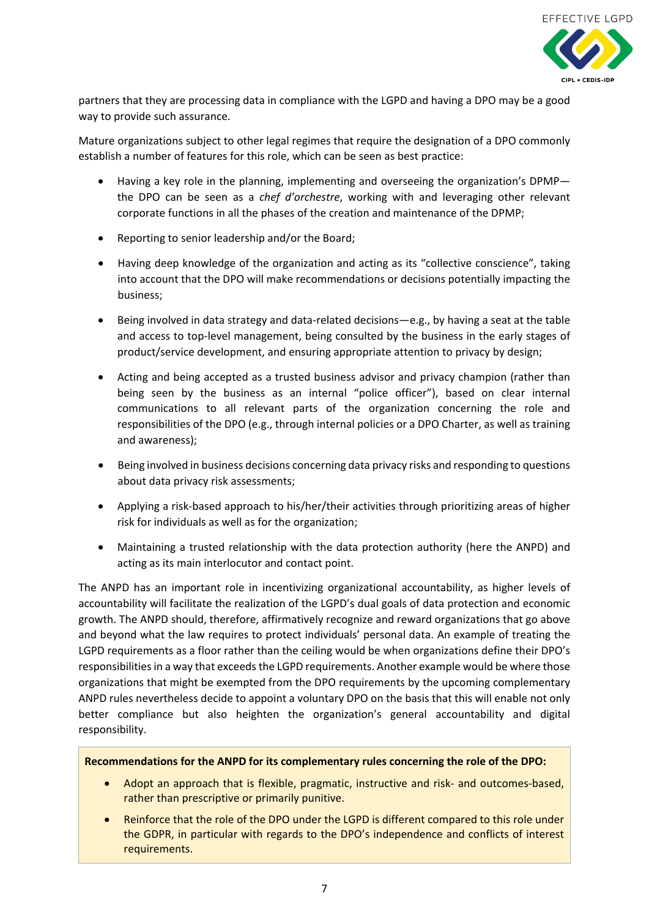partners that they are processing data in compliance with the LGPD and having a DPO may be a good way to provide such assurance.

Mature organizations subject to other legal regimes that require the designation of a DPO commonly establish a number of features for this role, which can be seen as best practice:

- Having a key role in the planning, implementing and overseeing the organization's DPMP—the DPO can be seen as a *chef d'orchestre*, working with and leveraging other relevant corporate functions in all the phases of the creation and maintenance of the DPMP;
- Reporting to senior leadership and/or the Board;
- Having deep knowledge of the organization and acting as its "collective conscience", taking into account that the DPO will make recommendations or decisions potentially impacting the business;
- Being involved in data strategy and data-related decisions—e.g., by having a seat at the table and access to top-level management, being consulted by the business in the early stages of product/service development, and ensuring appropriate attention to privacy by design;
- Acting and being accepted as a trusted business advisor and privacy champion (rather than being seen by the business as an internal "police officer"), based on clear internal communications to all relevant parts of the organization concerning the role and responsibilities of the DPO (e.g., through internal policies or a DPO Charter, as well as training and awareness);
- Being involved in business decisions concerning data privacy risks and responding to questions about data privacy risk assessments;
- Applying a risk-based approach to his/her/their activities through prioritizing areas of higher risk for individuals as well as for the organization;
- Maintaining a trusted relationship with the data protection authority (here the ANPD) and acting as its main interlocutor and contact point.

The ANPD has an important role in incentivizing organizational accountability, as higher levels of accountability will facilitate the realization of the LGPD's dual goals of data protection and economic growth. The ANPD should, therefore, affirmatively recognize and reward organizations that go above and beyond what the law requires to protect individuals' personal data. An example of treating the LGPD requirements as a floor rather than the ceiling would be when organizations define their DPO's responsibilities in a way that exceeds the LGPD requirements. Another example would be where those organizations that might be exempted from the DPO requirements by the upcoming complementary ANPD rules nevertheless decide to appoint a voluntary DPO on the basis that this will enable not only better compliance but also heighten the organization's general accountability and digital responsibility.

**Recommendations for the ANPD for its complementary rules concerning the role of the DPO:**

- Adopt an approach that is flexible, pragmatic, instructive and risk- and outcomes-based, rather than prescriptive or primarily punitive.
- Reinforce that the role of the DPO under the LGPD is different compared to this role under the GDPR, in particular with regards to the DPO's independence and conflicts of interest requirements.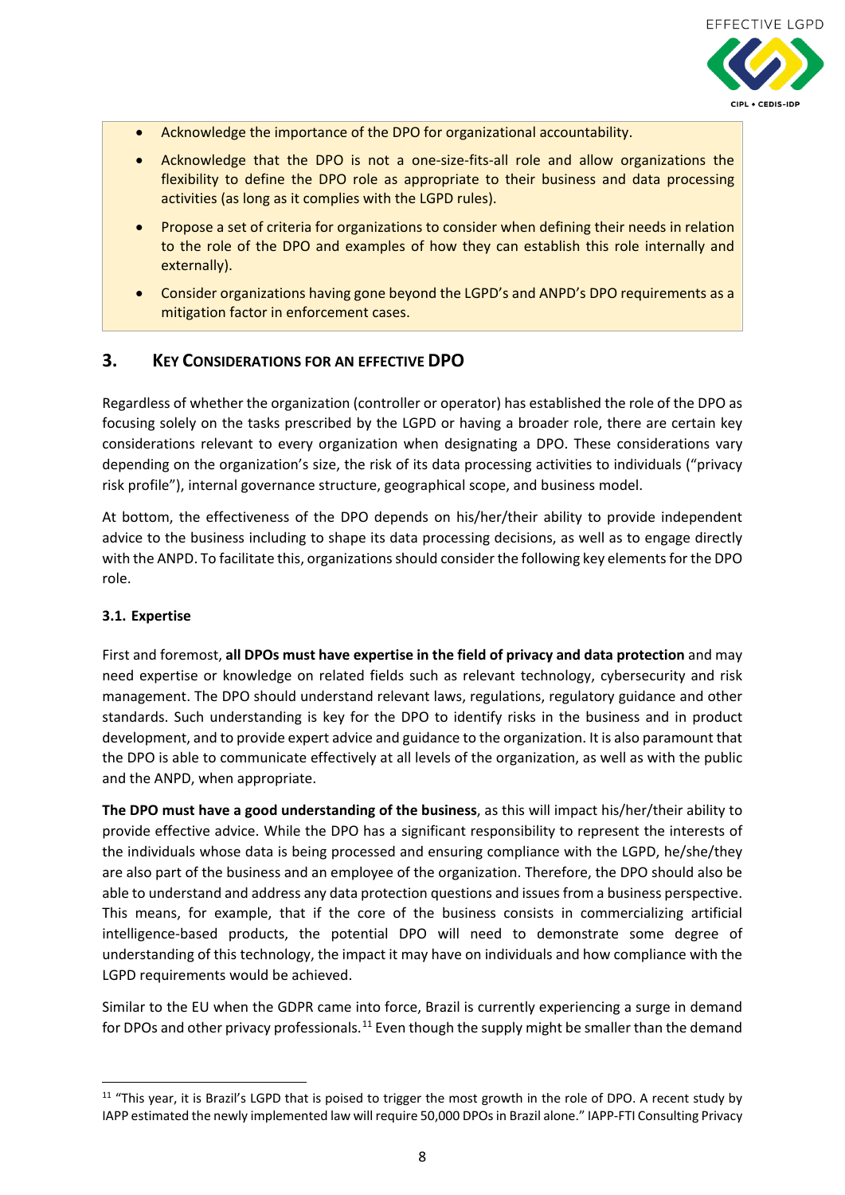- Acknowledge the importance of the DPO for organizational accountability.
- Acknowledge that the DPO is not a one-size-fits-all role and allow organizations the flexibility to define the DPO role as appropriate to their business and data processing activities (as long as it complies with the LGPD rules).
- Propose a set of criteria for organizations to consider when defining their needs in relation to the role of the DPO and examples of how they can establish this role internally and externally).
- Consider organizations having gone beyond the LGPD's and ANPD's DPO requirements as a mitigation factor in enforcement cases.

## 3. Key Considerations for an effective DPO

Regardless of whether the organization (controller or operator) has established the role of the DPO as focusing solely on the tasks prescribed by the LGPD or having a broader role, there are certain key considerations relevant to every organization when designating a DPO. These considerations vary depending on the organization's size, the risk of its data processing activities to individuals ("privacy risk profile"), internal governance structure, geographical scope, and business model.

At bottom, the effectiveness of the DPO depends on his/her/their ability to provide independent advice to the business including to shape its data processing decisions, as well as to engage directly with the ANPD. To facilitate this, organizations should consider the following key elements for the DPO role.

### 3.1. Expertise

First and foremost, **all DPOs must have expertise in the field of privacy and data protection** and may need expertise or knowledge on related fields such as relevant technology, cybersecurity and risk management. The DPO should understand relevant laws, regulations, regulatory guidance and other standards. Such understanding is key for the DPO to identify risks in the business and in product development, and to provide expert advice and guidance to the organization. It is also paramount that the DPO is able to communicate effectively at all levels of the organization, as well as with the public and the ANPD, when appropriate.

**The DPO must have a good understanding of the business**, as this will impact his/her/their ability to provide effective advice. While the DPO has a significant responsibility to represent the interests of the individuals whose data is being processed and ensuring compliance with the LGPD, he/she/they are also part of the business and an employee of the organization. Therefore, the DPO should also be able to understand and address any data protection questions and issues from a business perspective. This means, for example, that if the core of the business consists in commercializing artificial intelligence-based products, the potential DPO will need to demonstrate some degree of understanding of this technology, the impact it may have on individuals and how compliance with the LGPD requirements would be achieved.

Similar to the EU when the GDPR came into force, Brazil is currently experiencing a surge in demand for DPOs and other privacy professionals.[11] Even though the supply might be smaller than the demand

[11] "This year, it is Brazil's LGPD that is poised to trigger the most growth in the role of DPO. A recent study by IAPP estimated the newly implemented law will require 50,000 DPOs in Brazil alone." IAPP-FTI Consulting Privacy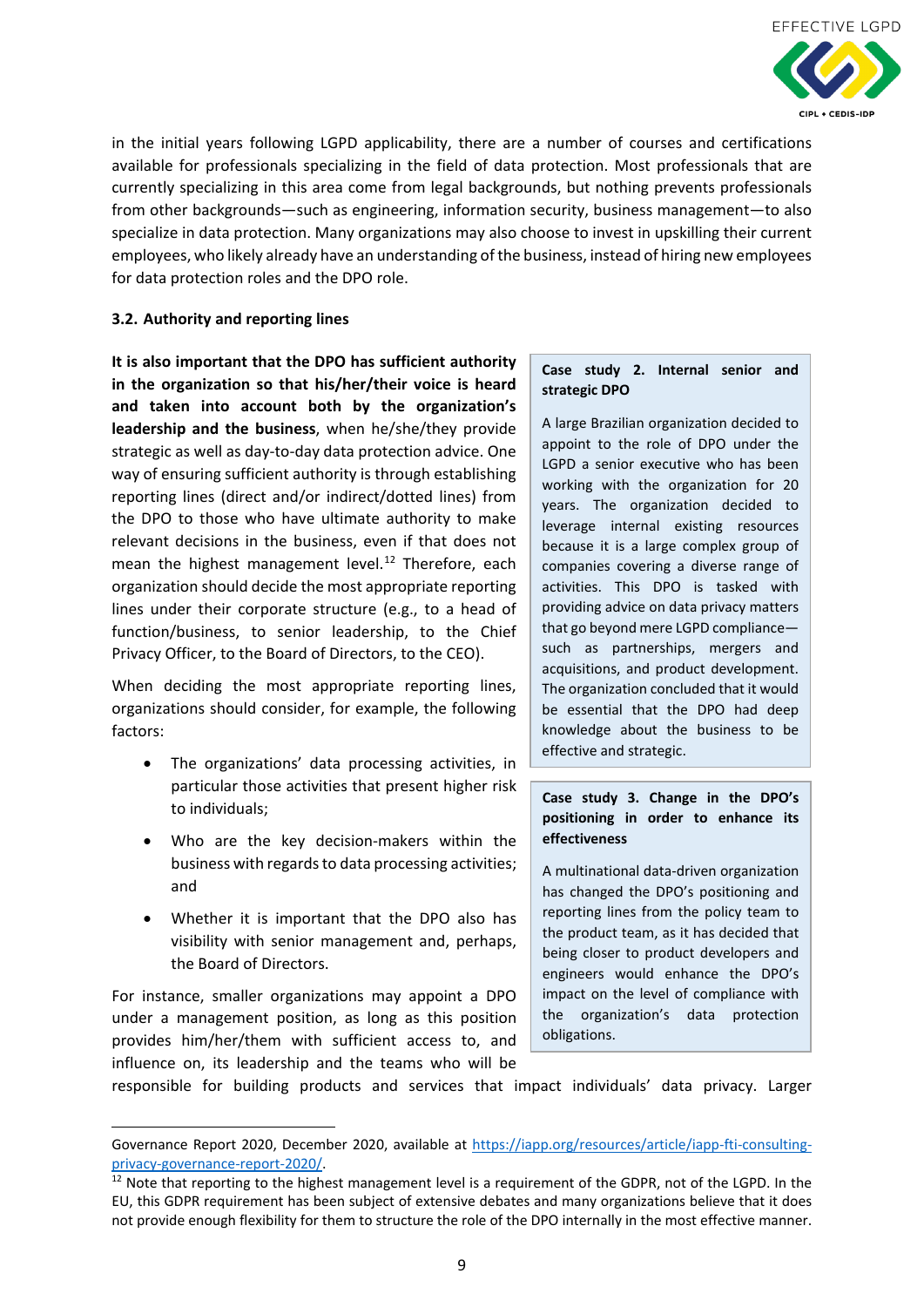in the initial years following LGPD applicability, there are a number of courses and certifications available for professionals specializing in the field of data protection. Most professionals that are currently specializing in this area come from legal backgrounds, but nothing prevents professionals from other backgrounds—such as engineering, information security, business management—to also specialize in data protection. Many organizations may also choose to invest in upskilling their current employees, who likely already have an understanding of the business, instead of hiring new employees for data protection roles and the DPO role.

### 3.2. Authority and reporting lines

**It is also important that the DPO has sufficient authority in the organization so that his/her/their voice is heard and taken into account both by the organization's leadership and the business**, when he/she/they provide strategic as well as day-to-day data protection advice. One way of ensuring sufficient authority is through establishing reporting lines (direct and/or indirect/dotted lines) from the DPO to those who have ultimate authority to make relevant decisions in the business, even if that does not mean the highest management level.[12] Therefore, each organization should decide the most appropriate reporting lines under their corporate structure (e.g., to a head of function/business, to senior leadership, to the Chief Privacy Officer, to the Board of Directors, to the CEO).

When deciding the most appropriate reporting lines, organizations should consider, for example, the following factors:

- The organizations' data processing activities, in particular those activities that present higher risk to individuals;
- Who are the key decision-makers within the business with regards to data processing activities; and
- Whether it is important that the DPO also has visibility with senior management and, perhaps, the Board of Directors.

For instance, smaller organizations may appoint a DPO under a management position, as long as this position provides him/her/them with sufficient access to, and influence on, its leadership and the teams who will be responsible for building products and services that impact individuals' data privacy. Larger

> **Case study 2. Internal senior and strategic DPO**
>
> A large Brazilian organization decided to appoint to the role of DPO under the LGPD a senior executive who has been working with the organization for 20 years. The organization decided to leverage internal existing resources because it is a large complex group of companies covering a diverse range of activities. This DPO is tasked with providing advice on data privacy matters that go beyond mere LGPD compliance—such as partnerships, mergers and acquisitions, and product development. The organization concluded that it would be essential that the DPO had deep knowledge about the business to be effective and strategic.

> **Case study 3. Change in the DPO's positioning in order to enhance its effectiveness**
>
> A multinational data-driven organization has changed the DPO's positioning and reporting lines from the policy team to the product team, as it has decided that being closer to product developers and engineers would enhance the DPO's impact on the level of compliance with the organization's data protection obligations.

---

Governance Report 2020, December 2020, available at https://iapp.org/resources/article/iapp-fti-consulting-privacy-governance-report-2020/.

[12] Note that reporting to the highest management level is a requirement of the GDPR, not of the LGPD. In the EU, this GDPR requirement has been subject of extensive debates and many organizations believe that it does not provide enough flexibility for them to structure the role of the DPO internally in the most effective manner.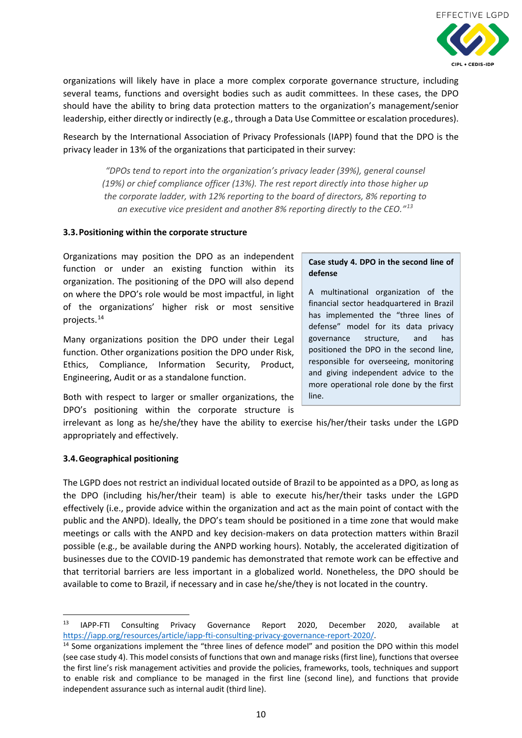organizations will likely have in place a more complex corporate governance structure, including several teams, functions and oversight bodies such as audit committees. In these cases, the DPO should have the ability to bring data protection matters to the organization's management/senior leadership, either directly or indirectly (e.g., through a Data Use Committee or escalation procedures).

Research by the International Association of Privacy Professionals (IAPP) found that the DPO is the privacy leader in 13% of the organizations that participated in their survey:

> *"DPOs tend to report into the organization's privacy leader (39%), general counsel (19%) or chief compliance officer (13%). The rest report directly into those higher up the corporate ladder, with 12% reporting to the board of directors, 8% reporting to an executive vice president and another 8% reporting directly to the CEO."*[13]

### 3.3. Positioning within the corporate structure

Organizations may position the DPO as an independent function or under an existing function within its organization. The positioning of the DPO will also depend on where the DPO's role would be most impactful, in light of the organizations' higher risk or most sensitive projects.[14]

Many organizations position the DPO under their Legal function. Other organizations position the DPO under Risk, Ethics, Compliance, Information Security, Product, Engineering, Audit or as a standalone function.

Both with respect to larger or smaller organizations, the DPO's positioning within the corporate structure is irrelevant as long as he/she/they have the ability to exercise his/her/their tasks under the LGPD appropriately and effectively.

> **Case study 4. DPO in the second line of defense**
>
> A multinational organization of the financial sector headquartered in Brazil has implemented the "three lines of defense" model for its data privacy governance structure, and has positioned the DPO in the second line, responsible for overseeing, monitoring and giving independent advice to the more operational role done by the first line.

### 3.4. Geographical positioning

The LGPD does not restrict an individual located outside of Brazil to be appointed as a DPO, as long as the DPO (including his/her/their team) is able to execute his/her/their tasks under the LGPD effectively (i.e., provide advice within the organization and act as the main point of contact with the public and the ANPD). Ideally, the DPO's team should be positioned in a time zone that would make meetings or calls with the ANPD and key decision-makers on data protection matters within Brazil possible (e.g., be available during the ANPD working hours). Notably, the accelerated digitization of businesses due to the COVID-19 pandemic has demonstrated that remote work can be effective and that territorial barriers are less important in a globalized world. Nonetheless, the DPO should be available to come to Brazil, if necessary and in case he/she/they is not located in the country.

---

[13] IAPP-FTI Consulting Privacy Governance Report 2020, December 2020, available at https://iapp.org/resources/article/iapp-fti-consulting-privacy-governance-report-2020/.

[14] Some organizations implement the "three lines of defence model" and position the DPO within this model (see case study 4). This model consists of functions that own and manage risks (first line), functions that oversee the first line's risk management activities and provide the policies, frameworks, tools, techniques and support to enable risk and compliance to be managed in the first line (second line), and functions that provide independent assurance such as internal audit (third line).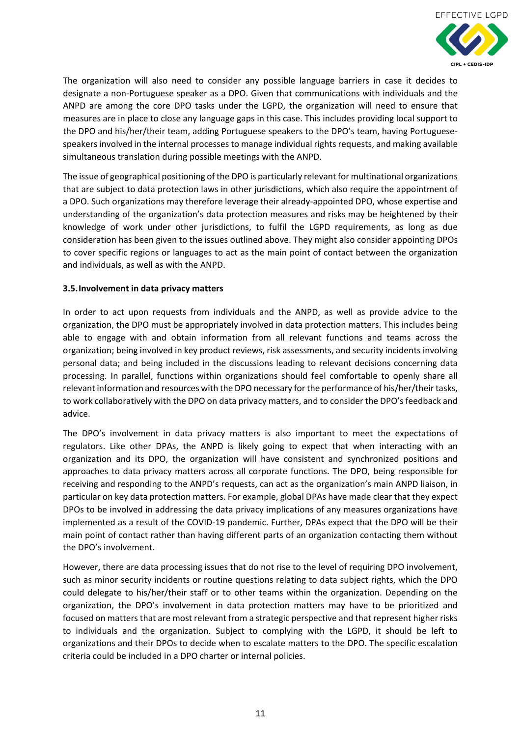The organization will also need to consider any possible language barriers in case it decides to designate a non-Portuguese speaker as a DPO. Given that communications with individuals and the ANPD are among the core DPO tasks under the LGPD, the organization will need to ensure that measures are in place to close any language gaps in this case. This includes providing local support to the DPO and his/her/their team, adding Portuguese speakers to the DPO's team, having Portuguese-speakers involved in the internal processes to manage individual rights requests, and making available simultaneous translation during possible meetings with the ANPD.

The issue of geographical positioning of the DPO is particularly relevant for multinational organizations that are subject to data protection laws in other jurisdictions, which also require the appointment of a DPO. Such organizations may therefore leverage their already-appointed DPO, whose expertise and understanding of the organization's data protection measures and risks may be heightened by their knowledge of work under other jurisdictions, to fulfil the LGPD requirements, as long as due consideration has been given to the issues outlined above. They might also consider appointing DPOs to cover specific regions or languages to act as the main point of contact between the organization and individuals, as well as with the ANPD.

### 3.5. Involvement in data privacy matters

In order to act upon requests from individuals and the ANPD, as well as provide advice to the organization, the DPO must be appropriately involved in data protection matters. This includes being able to engage with and obtain information from all relevant functions and teams across the organization; being involved in key product reviews, risk assessments, and security incidents involving personal data; and being included in the discussions leading to relevant decisions concerning data processing. In parallel, functions within organizations should feel comfortable to openly share all relevant information and resources with the DPO necessary for the performance of his/her/their tasks, to work collaboratively with the DPO on data privacy matters, and to consider the DPO's feedback and advice.

The DPO's involvement in data privacy matters is also important to meet the expectations of regulators. Like other DPAs, the ANPD is likely going to expect that when interacting with an organization and its DPO, the organization will have consistent and synchronized positions and approaches to data privacy matters across all corporate functions. The DPO, being responsible for receiving and responding to the ANPD's requests, can act as the organization's main ANPD liaison, in particular on key data protection matters. For example, global DPAs have made clear that they expect DPOs to be involved in addressing the data privacy implications of any measures organizations have implemented as a result of the COVID-19 pandemic. Further, DPAs expect that the DPO will be their main point of contact rather than having different parts of an organization contacting them without the DPO's involvement.

However, there are data processing issues that do not rise to the level of requiring DPO involvement, such as minor security incidents or routine questions relating to data subject rights, which the DPO could delegate to his/her/their staff or to other teams within the organization. Depending on the organization, the DPO's involvement in data protection matters may have to be prioritized and focused on matters that are most relevant from a strategic perspective and that represent higher risks to individuals and the organization. Subject to complying with the LGPD, it should be left to organizations and their DPOs to decide when to escalate matters to the DPO. The specific escalation criteria could be included in a DPO charter or internal policies.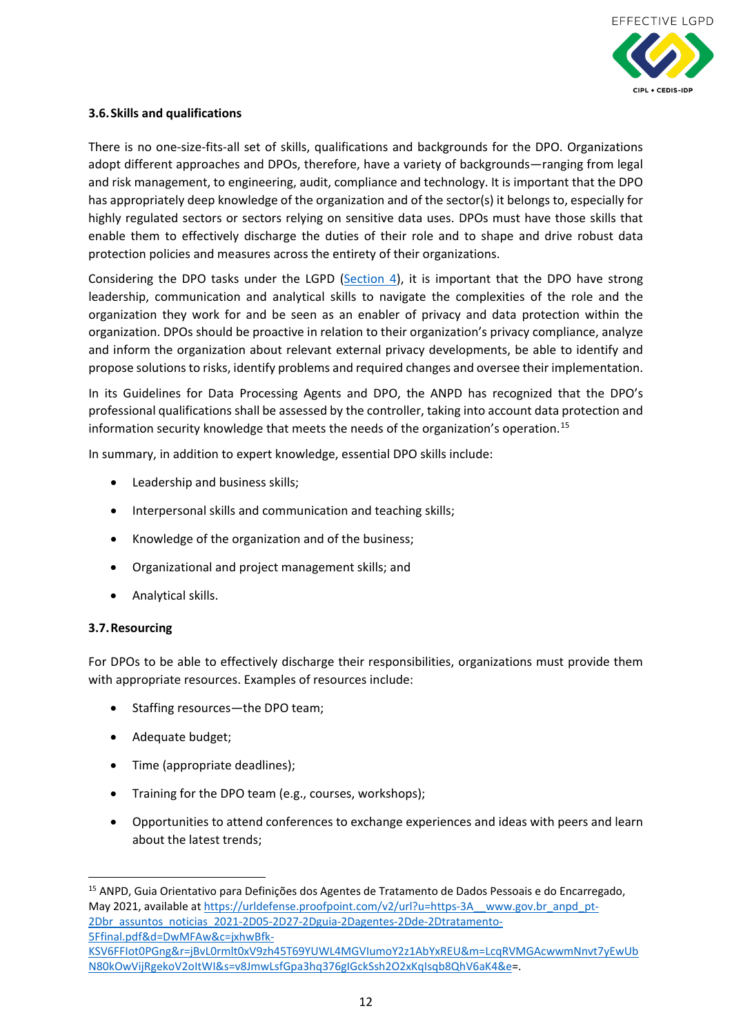### 3.6. Skills and qualifications

There is no one-size-fits-all set of skills, qualifications and backgrounds for the DPO. Organizations adopt different approaches and DPOs, therefore, have a variety of backgrounds—ranging from legal and risk management, to engineering, audit, compliance and technology. It is important that the DPO has appropriately deep knowledge of the organization and of the sector(s) it belongs to, especially for highly regulated sectors or sectors relying on sensitive data uses. DPOs must have those skills that enable them to effectively discharge the duties of their role and to shape and drive robust data protection policies and measures across the entirety of their organizations.

Considering the DPO tasks under the LGPD (Section 4), it is important that the DPO have strong leadership, communication and analytical skills to navigate the complexities of the role and the organization they work for and be seen as an enabler of privacy and data protection within the organization. DPOs should be proactive in relation to their organization's privacy compliance, analyze and inform the organization about relevant external privacy developments, be able to identify and propose solutions to risks, identify problems and required changes and oversee their implementation.

In its Guidelines for Data Processing Agents and DPO, the ANPD has recognized that the DPO's professional qualifications shall be assessed by the controller, taking into account data protection and information security knowledge that meets the needs of the organization's operation.[15]

In summary, in addition to expert knowledge, essential DPO skills include:

- Leadership and business skills;
- Interpersonal skills and communication and teaching skills;
- Knowledge of the organization and of the business;
- Organizational and project management skills; and
- Analytical skills.

### 3.7. Resourcing

For DPOs to be able to effectively discharge their responsibilities, organizations must provide them with appropriate resources. Examples of resources include:

- Staffing resources—the DPO team;
- Adequate budget;
- Time (appropriate deadlines);
- Training for the DPO team (e.g., courses, workshops);
- Opportunities to attend conferences to exchange experiences and ideas with peers and learn about the latest trends;

---

[15] ANPD, Guia Orientativo para Definições dos Agentes de Tratamento de Dados Pessoais e do Encarregado, May 2021, available at https://urldefense.proofpoint.com/v2/url?u=https-3A__www.gov.br_anpd_pt-2Dbr_assuntos_noticias_2021-2D05-2D27-2Dguia-2Dagentes-2Dde-2Dtratamento-5Ffinal.pdf&d=DwMFAw&c=jxhwBfk-KSV6FFIot0PGng&r=jBvL0rmlt0xV9zh45T69YUWL4MGVIumoY2z1AbYxREU&m=LcqRVMGAcwwmNnvt7yEwUbN80kOwVijRgekoV2oItWI&s=v8JmwLsfGpa3hq376gIGckSsh2O2xKqIsqb8QhV6aK4&e=.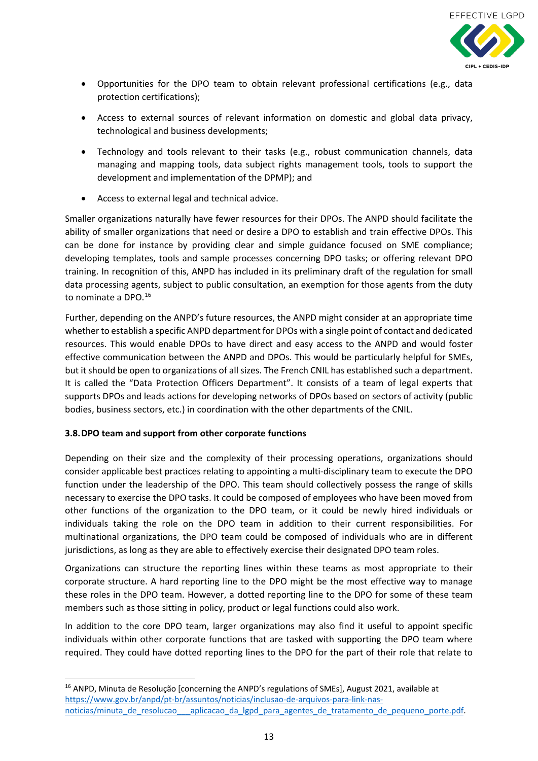- Opportunities for the DPO team to obtain relevant professional certifications (e.g., data protection certifications);
- Access to external sources of relevant information on domestic and global data privacy, technological and business developments;
- Technology and tools relevant to their tasks (e.g., robust communication channels, data managing and mapping tools, data subject rights management tools, tools to support the development and implementation of the DPMP); and
- Access to external legal and technical advice.

Smaller organizations naturally have fewer resources for their DPOs. The ANPD should facilitate the ability of smaller organizations that need or desire a DPO to establish and train effective DPOs. This can be done for instance by providing clear and simple guidance focused on SME compliance; developing templates, tools and sample processes concerning DPO tasks; or offering relevant DPO training. In recognition of this, ANPD has included in its preliminary draft of the regulation for small data processing agents, subject to public consultation, an exemption for those agents from the duty to nominate a DPO.[16]

Further, depending on the ANPD's future resources, the ANPD might consider at an appropriate time whether to establish a specific ANPD department for DPOs with a single point of contact and dedicated resources. This would enable DPOs to have direct and easy access to the ANPD and would foster effective communication between the ANPD and DPOs. This would be particularly helpful for SMEs, but it should be open to organizations of all sizes. The French CNIL has established such a department. It is called the "Data Protection Officers Department". It consists of a team of legal experts that supports DPOs and leads actions for developing networks of DPOs based on sectors of activity (public bodies, business sectors, etc.) in coordination with the other departments of the CNIL.

### 3.8. DPO team and support from other corporate functions

Depending on their size and the complexity of their processing operations, organizations should consider applicable best practices relating to appointing a multi-disciplinary team to execute the DPO function under the leadership of the DPO. This team should collectively possess the range of skills necessary to exercise the DPO tasks. It could be composed of employees who have been moved from other functions of the organization to the DPO team, or it could be newly hired individuals or individuals taking the role on the DPO team in addition to their current responsibilities. For multinational organizations, the DPO team could be composed of individuals who are in different jurisdictions, as long as they are able to effectively exercise their designated DPO team roles.

Organizations can structure the reporting lines within these teams as most appropriate to their corporate structure. A hard reporting line to the DPO might be the most effective way to manage these roles in the DPO team. However, a dotted reporting line to the DPO for some of these team members such as those sitting in policy, product or legal functions could also work.

In addition to the core DPO team, larger organizations may also find it useful to appoint specific individuals within other corporate functions that are tasked with supporting the DPO team where required. They could have dotted reporting lines to the DPO for the part of their role that relate to

---

[16] ANPD, Minuta de Resolução [concerning the ANPD's regulations of SMEs], August 2021, available at https://www.gov.br/anpd/pt-br/assuntos/noticias/inclusao-de-arquivos-para-link-nas-noticias/minuta_de_resolucao___aplicacao_da_lgpd_para_agentes_de_tratamento_de_pequeno_porte.pdf.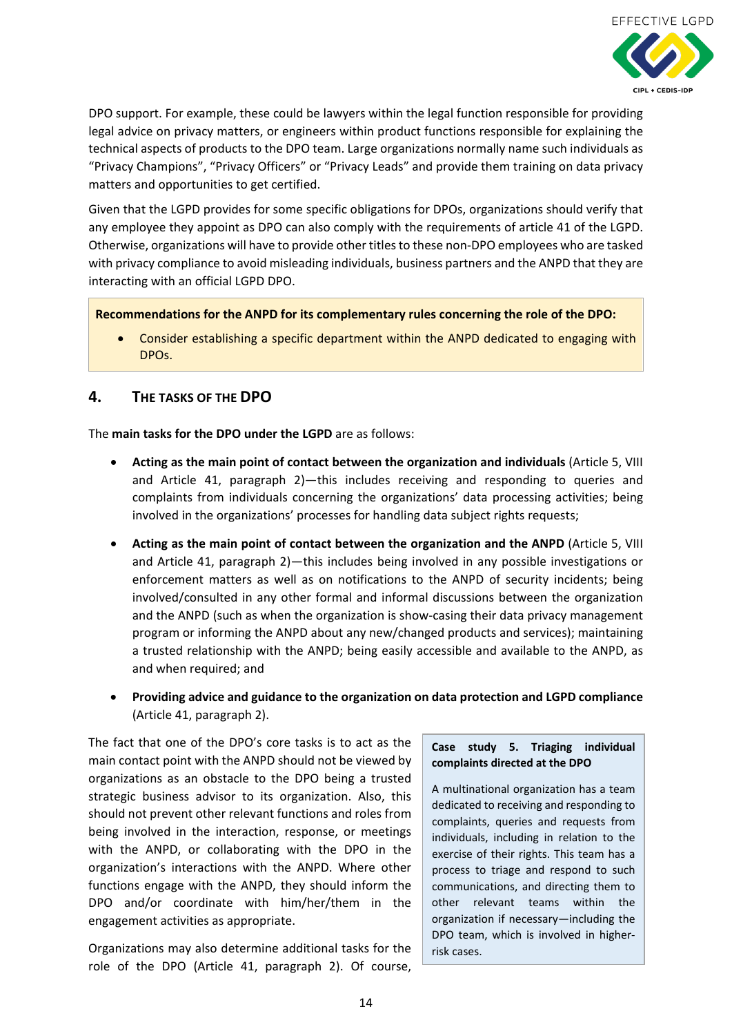DPO support. For example, these could be lawyers within the legal function responsible for providing legal advice on privacy matters, or engineers within product functions responsible for explaining the technical aspects of products to the DPO team. Large organizations normally name such individuals as "Privacy Champions", "Privacy Officers" or "Privacy Leads" and provide them training on data privacy matters and opportunities to get certified.

Given that the LGPD provides for some specific obligations for DPOs, organizations should verify that any employee they appoint as DPO can also comply with the requirements of article 41 of the LGPD. Otherwise, organizations will have to provide other titles to these non-DPO employees who are tasked with privacy compliance to avoid misleading individuals, business partners and the ANPD that they are interacting with an official LGPD DPO.

**Recommendations for the ANPD for its complementary rules concerning the role of the DPO:**

- Consider establishing a specific department within the ANPD dedicated to engaging with DPOs.

## 4. The Tasks of the DPO

The **main tasks for the DPO under the LGPD** are as follows:

- **Acting as the main point of contact between the organization and individuals** (Article 5, VIII and Article 41, paragraph 2)—this includes receiving and responding to queries and complaints from individuals concerning the organizations' data processing activities; being involved in the organizations' processes for handling data subject rights requests;
- **Acting as the main point of contact between the organization and the ANPD** (Article 5, VIII and Article 41, paragraph 2)—this includes being involved in any possible investigations or enforcement matters as well as on notifications to the ANPD of security incidents; being involved/consulted in any other formal and informal discussions between the organization and the ANPD (such as when the organization is show-casing their data privacy management program or informing the ANPD about any new/changed products and services); maintaining a trusted relationship with the ANPD; being easily accessible and available to the ANPD, as and when required; and
- **Providing advice and guidance to the organization on data protection and LGPD compliance** (Article 41, paragraph 2).

The fact that one of the DPO's core tasks is to act as the main contact point with the ANPD should not be viewed by organizations as an obstacle to the DPO being a trusted strategic business advisor to its organization. Also, this should not prevent other relevant functions and roles from being involved in the interaction, response, or meetings with the ANPD, or collaborating with the DPO in the organization's interactions with the ANPD. Where other functions engage with the ANPD, they should inform the DPO and/or coordinate with him/her/them in the engagement activities as appropriate.

**Case study 5. Triaging individual complaints directed at the DPO**

A multinational organization has a team dedicated to receiving and responding to complaints, queries and requests from individuals, including in relation to the exercise of their rights. This team has a process to triage and respond to such communications, and directing them to other relevant teams within the organization if necessary—including the DPO team, which is involved in higher-risk cases.

Organizations may also determine additional tasks for the role of the DPO (Article 41, paragraph 2). Of course,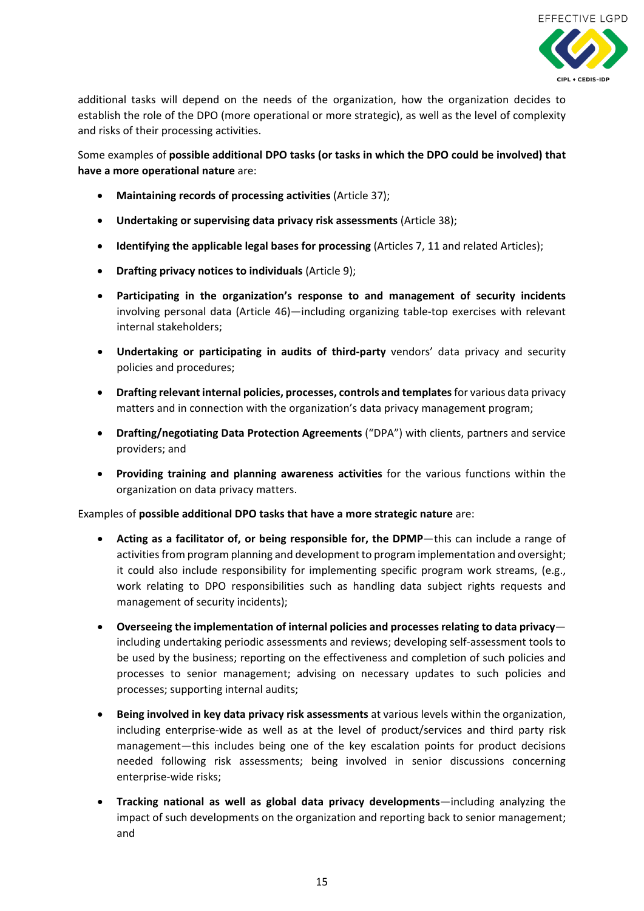additional tasks will depend on the needs of the organization, how the organization decides to establish the role of the DPO (more operational or more strategic), as well as the level of complexity and risks of their processing activities.

Some examples of **possible additional DPO tasks (or tasks in which the DPO could be involved) that have a more operational nature** are:

- **Maintaining records of processing activities** (Article 37);
- **Undertaking or supervising data privacy risk assessments** (Article 38);
- **Identifying the applicable legal bases for processing** (Articles 7, 11 and related Articles);
- **Drafting privacy notices to individuals** (Article 9);
- **Participating in the organization's response to and management of security incidents** involving personal data (Article 46)—including organizing table-top exercises with relevant internal stakeholders;
- **Undertaking or participating in audits of third-party** vendors' data privacy and security policies and procedures;
- **Drafting relevant internal policies, processes, controls and templates** for various data privacy matters and in connection with the organization's data privacy management program;
- **Drafting/negotiating Data Protection Agreements** ("DPA") with clients, partners and service providers; and
- **Providing training and planning awareness activities** for the various functions within the organization on data privacy matters.

Examples of **possible additional DPO tasks that have a more strategic nature** are:

- **Acting as a facilitator of, or being responsible for, the DPMP**—this can include a range of activities from program planning and development to program implementation and oversight; it could also include responsibility for implementing specific program work streams, (e.g., work relating to DPO responsibilities such as handling data subject rights requests and management of security incidents);
- **Overseeing the implementation of internal policies and processes relating to data privacy**—including undertaking periodic assessments and reviews; developing self-assessment tools to be used by the business; reporting on the effectiveness and completion of such policies and processes to senior management; advising on necessary updates to such policies and processes; supporting internal audits;
- **Being involved in key data privacy risk assessments** at various levels within the organization, including enterprise-wide as well as at the level of product/services and third party risk management—this includes being one of the key escalation points for product decisions needed following risk assessments; being involved in senior discussions concerning enterprise-wide risks;
- **Tracking national as well as global data privacy developments**—including analyzing the impact of such developments on the organization and reporting back to senior management; and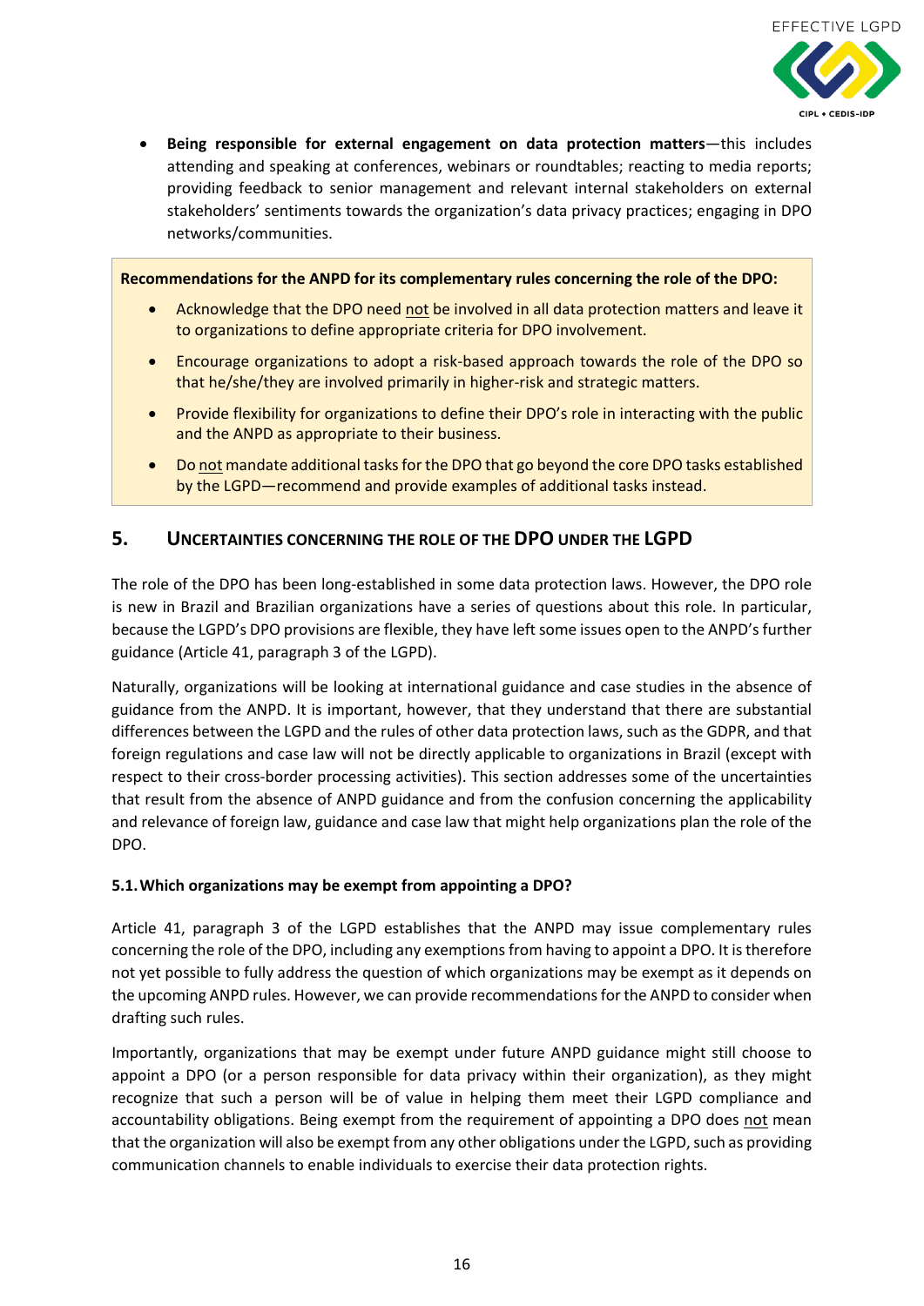- **Being responsible for external engagement on data protection matters**—this includes attending and speaking at conferences, webinars or roundtables; reacting to media reports; providing feedback to senior management and relevant internal stakeholders on external stakeholders' sentiments towards the organization's data privacy practices; engaging in DPO networks/communities.

> **Recommendations for the ANPD for its complementary rules concerning the role of the DPO:**
>
> - Acknowledge that the DPO need not be involved in all data protection matters and leave it to organizations to define appropriate criteria for DPO involvement.
> - Encourage organizations to adopt a risk-based approach towards the role of the DPO so that he/she/they are involved primarily in higher-risk and strategic matters.
> - Provide flexibility for organizations to define their DPO's role in interacting with the public and the ANPD as appropriate to their business.
> - Do not mandate additional tasks for the DPO that go beyond the core DPO tasks established by the LGPD—recommend and provide examples of additional tasks instead.

## 5. Uncertainties concerning the role of the DPO under the LGPD

The role of the DPO has been long-established in some data protection laws. However, the DPO role is new in Brazil and Brazilian organizations have a series of questions about this role. In particular, because the LGPD's DPO provisions are flexible, they have left some issues open to the ANPD's further guidance (Article 41, paragraph 3 of the LGPD).

Naturally, organizations will be looking at international guidance and case studies in the absence of guidance from the ANPD. It is important, however, that they understand that there are substantial differences between the LGPD and the rules of other data protection laws, such as the GDPR, and that foreign regulations and case law will not be directly applicable to organizations in Brazil (except with respect to their cross-border processing activities). This section addresses some of the uncertainties that result from the absence of ANPD guidance and from the confusion concerning the applicability and relevance of foreign law, guidance and case law that might help organizations plan the role of the DPO.

### 5.1. Which organizations may be exempt from appointing a DPO?

Article 41, paragraph 3 of the LGPD establishes that the ANPD may issue complementary rules concerning the role of the DPO, including any exemptions from having to appoint a DPO. It is therefore not yet possible to fully address the question of which organizations may be exempt as it depends on the upcoming ANPD rules. However, we can provide recommendations for the ANPD to consider when drafting such rules.

Importantly, organizations that may be exempt under future ANPD guidance might still choose to appoint a DPO (or a person responsible for data privacy within their organization), as they might recognize that such a person will be of value in helping them meet their LGPD compliance and accountability obligations. Being exempt from the requirement of appointing a DPO does not mean that the organization will also be exempt from any other obligations under the LGPD, such as providing communication channels to enable individuals to exercise their data protection rights.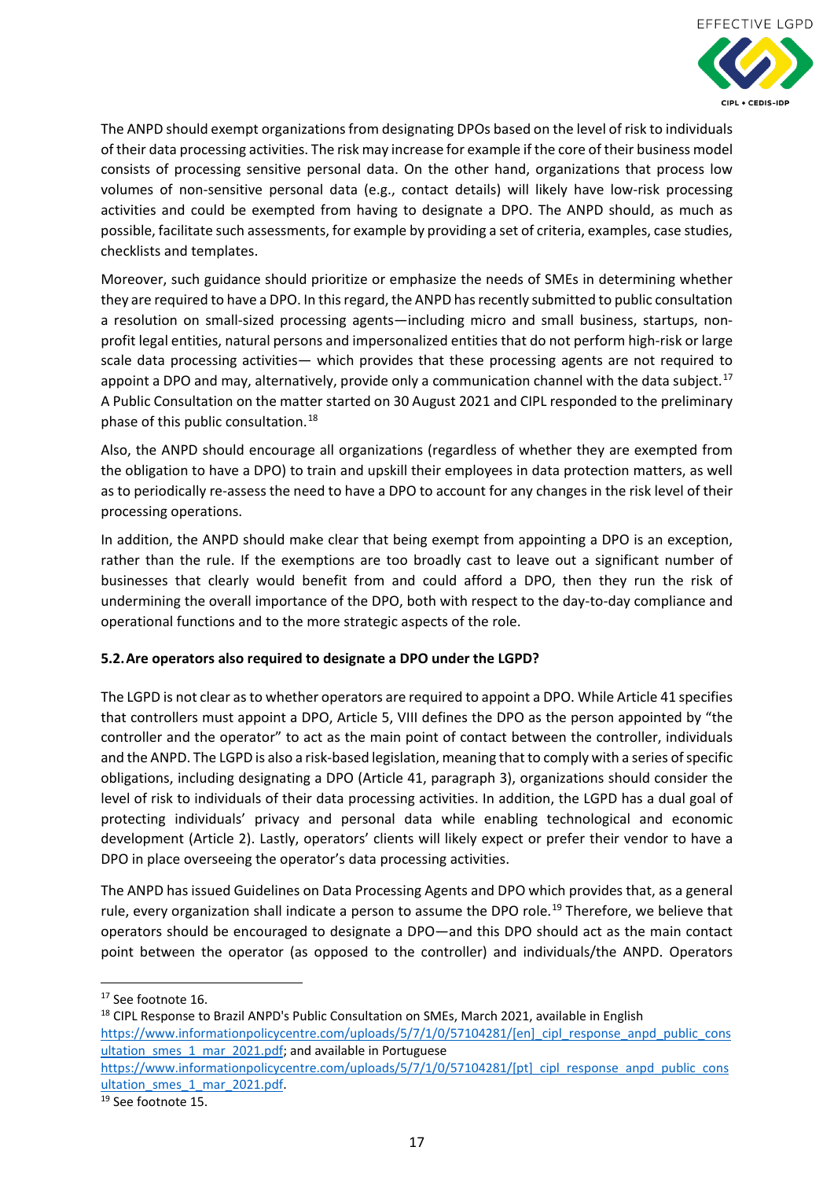The ANPD should exempt organizations from designating DPOs based on the level of risk to individuals of their data processing activities. The risk may increase for example if the core of their business model consists of processing sensitive personal data. On the other hand, organizations that process low volumes of non-sensitive personal data (e.g., contact details) will likely have low-risk processing activities and could be exempted from having to designate a DPO. The ANPD should, as much as possible, facilitate such assessments, for example by providing a set of criteria, examples, case studies, checklists and templates.

Moreover, such guidance should prioritize or emphasize the needs of SMEs in determining whether they are required to have a DPO. In this regard, the ANPD has recently submitted to public consultation a resolution on small-sized processing agents—including micro and small business, startups, non-profit legal entities, natural persons and impersonalized entities that do not perform high-risk or large scale data processing activities— which provides that these processing agents are not required to appoint a DPO and may, alternatively, provide only a communication channel with the data subject.[17] A Public Consultation on the matter started on 30 August 2021 and CIPL responded to the preliminary phase of this public consultation.[18]

Also, the ANPD should encourage all organizations (regardless of whether they are exempted from the obligation to have a DPO) to train and upskill their employees in data protection matters, as well as to periodically re-assess the need to have a DPO to account for any changes in the risk level of their processing operations.

In addition, the ANPD should make clear that being exempt from appointing a DPO is an exception, rather than the rule. If the exemptions are too broadly cast to leave out a significant number of businesses that clearly would benefit from and could afford a DPO, then they run the risk of undermining the overall importance of the DPO, both with respect to the day-to-day compliance and operational functions and to the more strategic aspects of the role.

### 5.2. Are operators also required to designate a DPO under the LGPD?

The LGPD is not clear as to whether operators are required to appoint a DPO. While Article 41 specifies that controllers must appoint a DPO, Article 5, VIII defines the DPO as the person appointed by "the controller and the operator" to act as the main point of contact between the controller, individuals and the ANPD. The LGPD is also a risk-based legislation, meaning that to comply with a series of specific obligations, including designating a DPO (Article 41, paragraph 3), organizations should consider the level of risk to individuals of their data processing activities. In addition, the LGPD has a dual goal of protecting individuals' privacy and personal data while enabling technological and economic development (Article 2). Lastly, operators' clients will likely expect or prefer their vendor to have a DPO in place overseeing the operator's data processing activities.

The ANPD has issued Guidelines on Data Processing Agents and DPO which provides that, as a general rule, every organization shall indicate a person to assume the DPO role.[19] Therefore, we believe that operators should be encouraged to designate a DPO—and this DPO should act as the main contact point between the operator (as opposed to the controller) and individuals/the ANPD. Operators

---

[17] See footnote 16.

[18] CIPL Response to Brazil ANPD's Public Consultation on SMEs, March 2021, available in English https://www.informationpolicycentre.com/uploads/5/7/1/0/57104281/[en]_cipl_response_anpd_public_consultation_smes_1_mar_2021.pdf; and available in Portuguese https://www.informationpolicycentre.com/uploads/5/7/1/0/57104281/[pt]_cipl_response_anpd_public_consultation_smes_1_mar_2021.pdf.

[19] See footnote 15.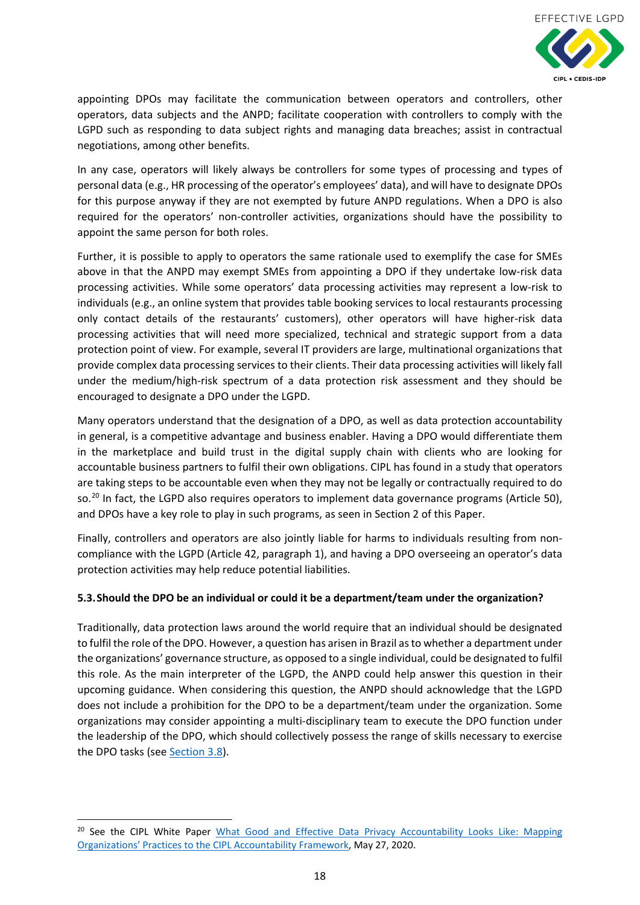appointing DPOs may facilitate the communication between operators and controllers, other operators, data subjects and the ANPD; facilitate cooperation with controllers to comply with the LGPD such as responding to data subject rights and managing data breaches; assist in contractual negotiations, among other benefits.

In any case, operators will likely always be controllers for some types of processing and types of personal data (e.g., HR processing of the operator's employees' data), and will have to designate DPOs for this purpose anyway if they are not exempted by future ANPD regulations. When a DPO is also required for the operators' non-controller activities, organizations should have the possibility to appoint the same person for both roles.

Further, it is possible to apply to operators the same rationale used to exemplify the case for SMEs above in that the ANPD may exempt SMEs from appointing a DPO if they undertake low-risk data processing activities. While some operators' data processing activities may represent a low-risk to individuals (e.g., an online system that provides table booking services to local restaurants processing only contact details of the restaurants' customers), other operators will have higher-risk data processing activities that will need more specialized, technical and strategic support from a data protection point of view. For example, several IT providers are large, multinational organizations that provide complex data processing services to their clients. Their data processing activities will likely fall under the medium/high-risk spectrum of a data protection risk assessment and they should be encouraged to designate a DPO under the LGPD.

Many operators understand that the designation of a DPO, as well as data protection accountability in general, is a competitive advantage and business enabler. Having a DPO would differentiate them in the marketplace and build trust in the digital supply chain with clients who are looking for accountable business partners to fulfil their own obligations. CIPL has found in a study that operators are taking steps to be accountable even when they may not be legally or contractually required to do so.[20] In fact, the LGPD also requires operators to implement data governance programs (Article 50), and DPOs have a key role to play in such programs, as seen in Section 2 of this Paper.

Finally, controllers and operators are also jointly liable for harms to individuals resulting from non-compliance with the LGPD (Article 42, paragraph 1), and having a DPO overseeing an operator's data protection activities may help reduce potential liabilities.

### 5.3. Should the DPO be an individual or could it be a department/team under the organization?

Traditionally, data protection laws around the world require that an individual should be designated to fulfil the role of the DPO. However, a question has arisen in Brazil as to whether a department under the organizations' governance structure, as opposed to a single individual, could be designated to fulfil this role. As the main interpreter of the LGPD, the ANPD could help answer this question in their upcoming guidance. When considering this question, the ANPD should acknowledge that the LGPD does not include a prohibition for the DPO to be a department/team under the organization. Some organizations may consider appointing a multi-disciplinary team to execute the DPO function under the leadership of the DPO, which should collectively possess the range of skills necessary to exercise the DPO tasks (see Section 3.8).

---

[20] See the CIPL White Paper What Good and Effective Data Privacy Accountability Looks Like: Mapping Organizations' Practices to the CIPL Accountability Framework, May 27, 2020.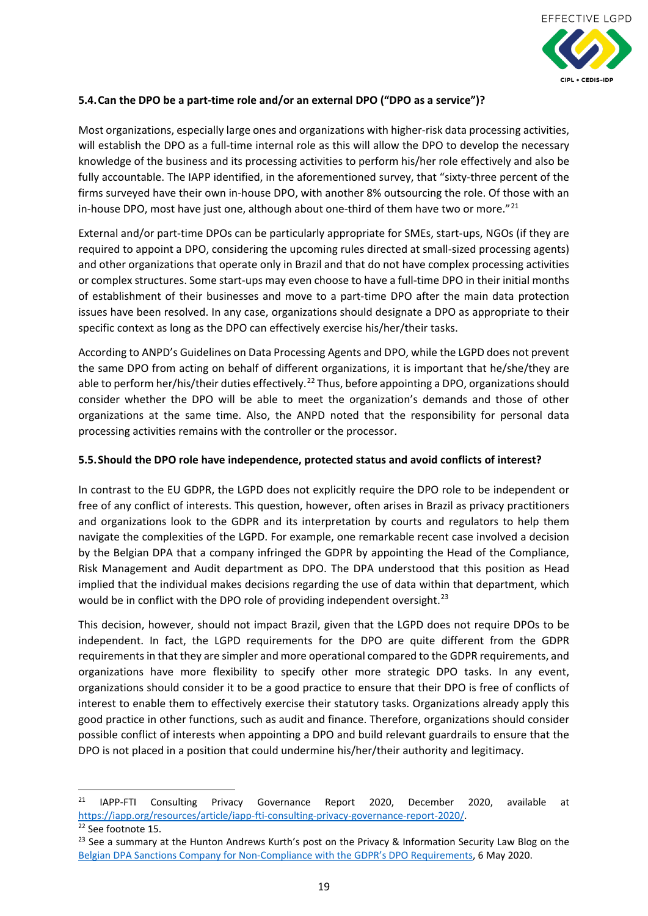### 5.4. Can the DPO be a part-time role and/or an external DPO ("DPO as a service")?

Most organizations, especially large ones and organizations with higher-risk data processing activities, will establish the DPO as a full-time internal role as this will allow the DPO to develop the necessary knowledge of the business and its processing activities to perform his/her role effectively and also be fully accountable. The IAPP identified, in the aforementioned survey, that "sixty-three percent of the firms surveyed have their own in-house DPO, with another 8% outsourcing the role. Of those with an in-house DPO, most have just one, although about one-third of them have two or more."[21]

External and/or part-time DPOs can be particularly appropriate for SMEs, start-ups, NGOs (if they are required to appoint a DPO, considering the upcoming rules directed at small-sized processing agents) and other organizations that operate only in Brazil and that do not have complex processing activities or complex structures. Some start-ups may even choose to have a full-time DPO in their initial months of establishment of their businesses and move to a part-time DPO after the main data protection issues have been resolved. In any case, organizations should designate a DPO as appropriate to their specific context as long as the DPO can effectively exercise his/her/their tasks.

According to ANPD's Guidelines on Data Processing Agents and DPO, while the LGPD does not prevent the same DPO from acting on behalf of different organizations, it is important that he/she/they are able to perform her/his/their duties effectively.[22] Thus, before appointing a DPO, organizations should consider whether the DPO will be able to meet the organization's demands and those of other organizations at the same time. Also, the ANPD noted that the responsibility for personal data processing activities remains with the controller or the processor.

### 5.5. Should the DPO role have independence, protected status and avoid conflicts of interest?

In contrast to the EU GDPR, the LGPD does not explicitly require the DPO role to be independent or free of any conflict of interests. This question, however, often arises in Brazil as privacy practitioners and organizations look to the GDPR and its interpretation by courts and regulators to help them navigate the complexities of the LGPD. For example, one remarkable recent case involved a decision by the Belgian DPA that a company infringed the GDPR by appointing the Head of the Compliance, Risk Management and Audit department as DPO. The DPA understood that this position as Head implied that the individual makes decisions regarding the use of data within that department, which would be in conflict with the DPO role of providing independent oversight.[23]

This decision, however, should not impact Brazil, given that the LGPD does not require DPOs to be independent. In fact, the LGPD requirements for the DPO are quite different from the GDPR requirements in that they are simpler and more operational compared to the GDPR requirements, and organizations have more flexibility to specify other more strategic DPO tasks. In any event, organizations should consider it to be a good practice to ensure that their DPO is free of conflicts of interest to enable them to effectively exercise their statutory tasks. Organizations already apply this good practice in other functions, such as audit and finance. Therefore, organizations should consider possible conflict of interests when appointing a DPO and build relevant guardrails to ensure that the DPO is not placed in a position that could undermine his/her/their authority and legitimacy.

---

[21] IAPP-FTI Consulting Privacy Governance Report 2020, December 2020, available at https://iapp.org/resources/article/iapp-fti-consulting-privacy-governance-report-2020/.

[22] See footnote 15.

[23] See a summary at the Hunton Andrews Kurth's post on the Privacy & Information Security Law Blog on the Belgian DPA Sanctions Company for Non-Compliance with the GDPR's DPO Requirements, 6 May 2020.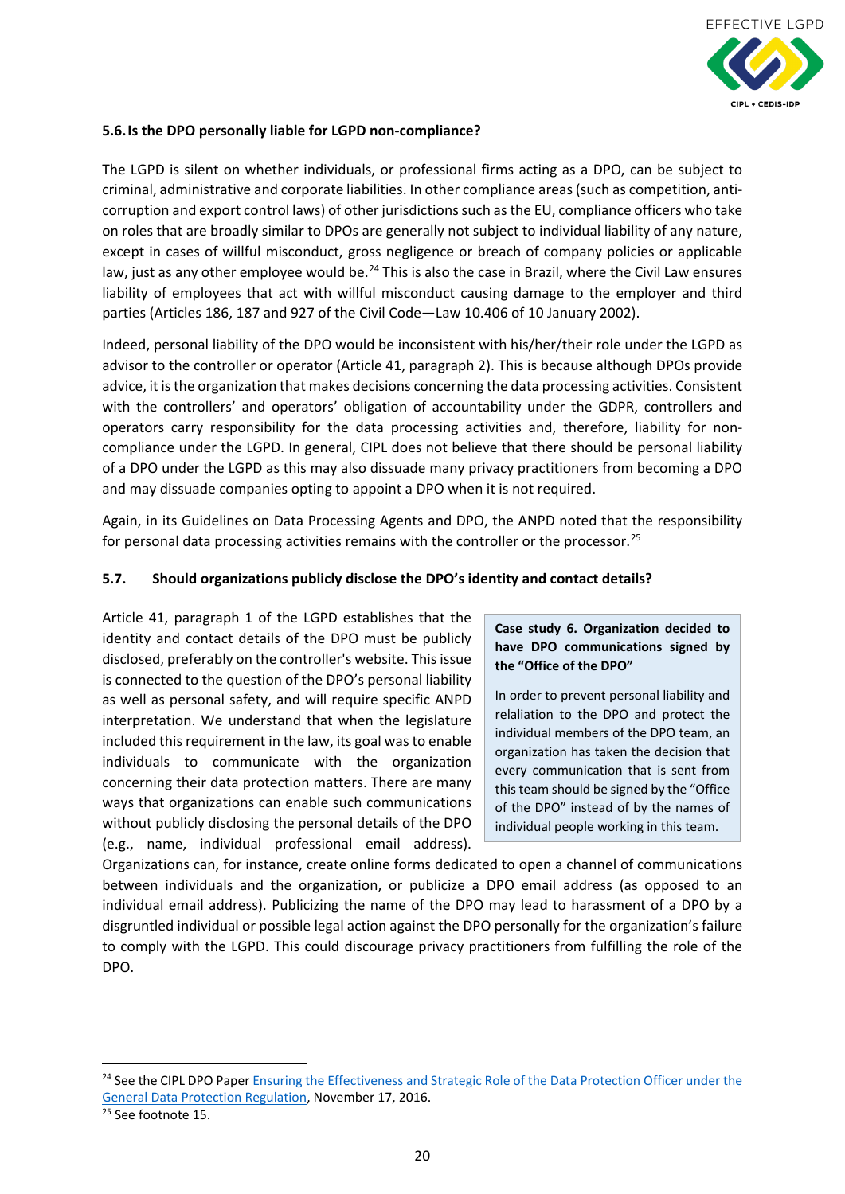### 5.6. Is the DPO personally liable for LGPD non-compliance?

The LGPD is silent on whether individuals, or professional firms acting as a DPO, can be subject to criminal, administrative and corporate liabilities. In other compliance areas (such as competition, anti-corruption and export control laws) of other jurisdictions such as the EU, compliance officers who take on roles that are broadly similar to DPOs are generally not subject to individual liability of any nature, except in cases of willful misconduct, gross negligence or breach of company policies or applicable law, just as any other employee would be.[24] This is also the case in Brazil, where the Civil Law ensures liability of employees that act with willful misconduct causing damage to the employer and third parties (Articles 186, 187 and 927 of the Civil Code—Law 10.406 of 10 January 2002).

Indeed, personal liability of the DPO would be inconsistent with his/her/their role under the LGPD as advisor to the controller or operator (Article 41, paragraph 2). This is because although DPOs provide advice, it is the organization that makes decisions concerning the data processing activities. Consistent with the controllers' and operators' obligation of accountability under the GDPR, controllers and operators carry responsibility for the data processing activities and, therefore, liability for non-compliance under the LGPD. In general, CIPL does not believe that there should be personal liability of a DPO under the LGPD as this may also dissuade many privacy practitioners from becoming a DPO and may dissuade companies opting to appoint a DPO when it is not required.

Again, in its Guidelines on Data Processing Agents and DPO, the ANPD noted that the responsibility for personal data processing activities remains with the controller or the processor.[25]

### 5.7. Should organizations publicly disclose the DPO's identity and contact details?

Article 41, paragraph 1 of the LGPD establishes that the identity and contact details of the DPO must be publicly disclosed, preferably on the controller's website. This issue is connected to the question of the DPO's personal liability as well as personal safety, and will require specific ANPD interpretation. We understand that when the legislature included this requirement in the law, its goal was to enable individuals to communicate with the organization concerning their data protection matters. There are many ways that organizations can enable such communications without publicly disclosing the personal details of the DPO (e.g., name, individual professional email address). Organizations can, for instance, create online forms dedicated to open a channel of communications between individuals and the organization, or publicize a DPO email address (as opposed to an individual email address). Publicizing the name of the DPO may lead to harassment of a DPO by a disgruntled individual or possible legal action against the DPO personally for the organization's failure to comply with the LGPD. This could discourage privacy practitioners from fulfilling the role of the DPO.

> **Case study 6. Organization decided to have DPO communications signed by the "Office of the DPO"**
>
> In order to prevent personal liability and relaliation to the DPO and protect the individual members of the DPO team, an organization has taken the decision that every communication that is sent from this team should be signed by the "Office of the DPO" instead of by the names of individual people working in this team.

---

[24] See the CIPL DPO Paper [Ensuring the Effectiveness and Strategic Role of the Data Protection Officer under the General Data Protection Regulation](), November 17, 2016.

[25] See footnote 15.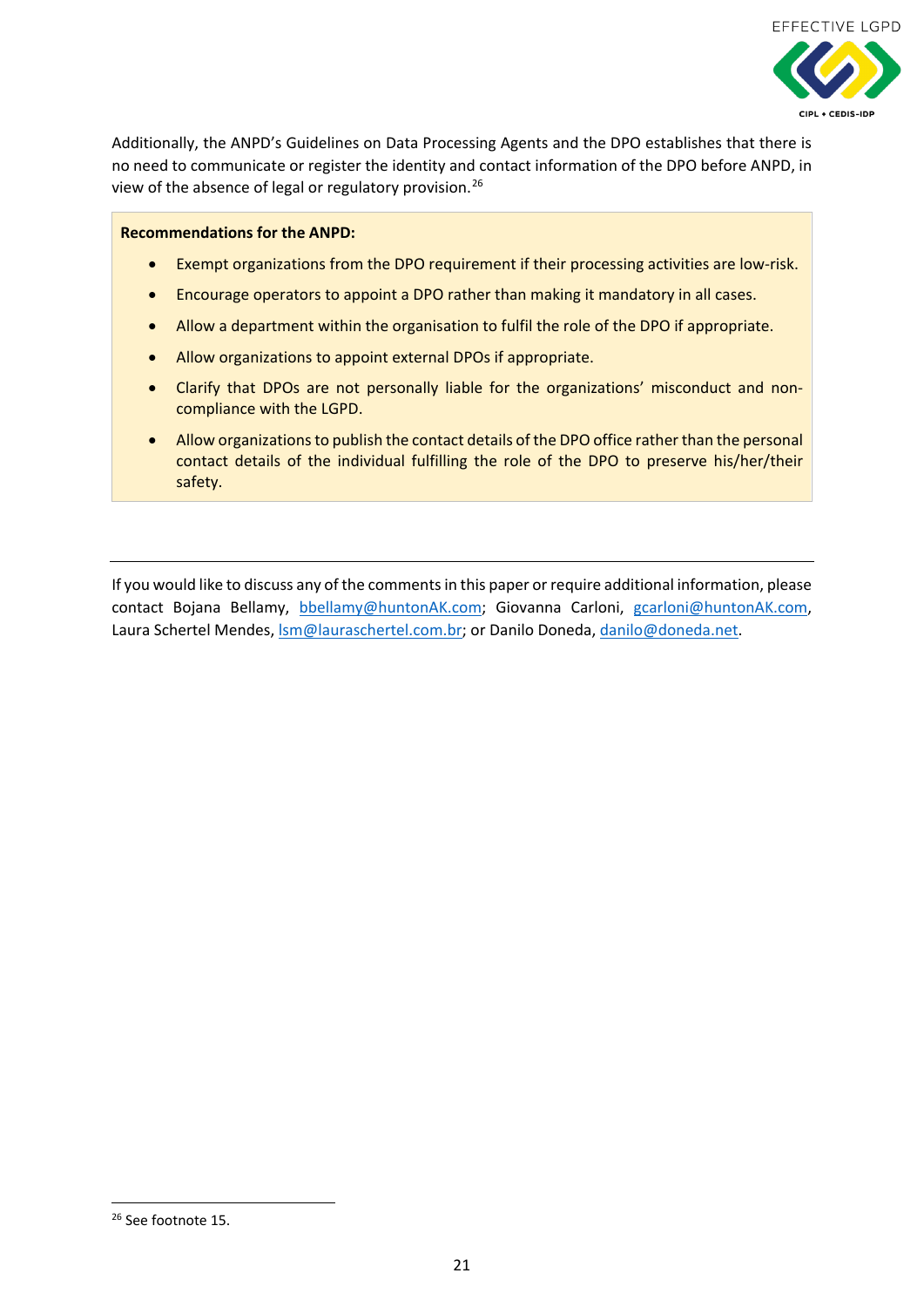Additionally, the ANPD's Guidelines on Data Processing Agents and the DPO establishes that there is no need to communicate or register the identity and contact information of the DPO before ANPD, in view of the absence of legal or regulatory provision.[26]

**Recommendations for the ANPD:**

- Exempt organizations from the DPO requirement if their processing activities are low-risk.
- Encourage operators to appoint a DPO rather than making it mandatory in all cases.
- Allow a department within the organisation to fulfil the role of the DPO if appropriate.
- Allow organizations to appoint external DPOs if appropriate.
- Clarify that DPOs are not personally liable for the organizations' misconduct and non-compliance with the LGPD.
- Allow organizations to publish the contact details of the DPO office rather than the personal contact details of the individual fulfilling the role of the DPO to preserve his/her/their safety.

---

If you would like to discuss any of the comments in this paper or require additional information, please contact Bojana Bellamy, bbellamy@huntonAK.com; Giovanna Carloni, gcarloni@huntonAK.com, Laura Schertel Mendes, lsm@lauraschertel.com.br; or Danilo Doneda, danilo@doneda.net.

[26] See footnote 15.